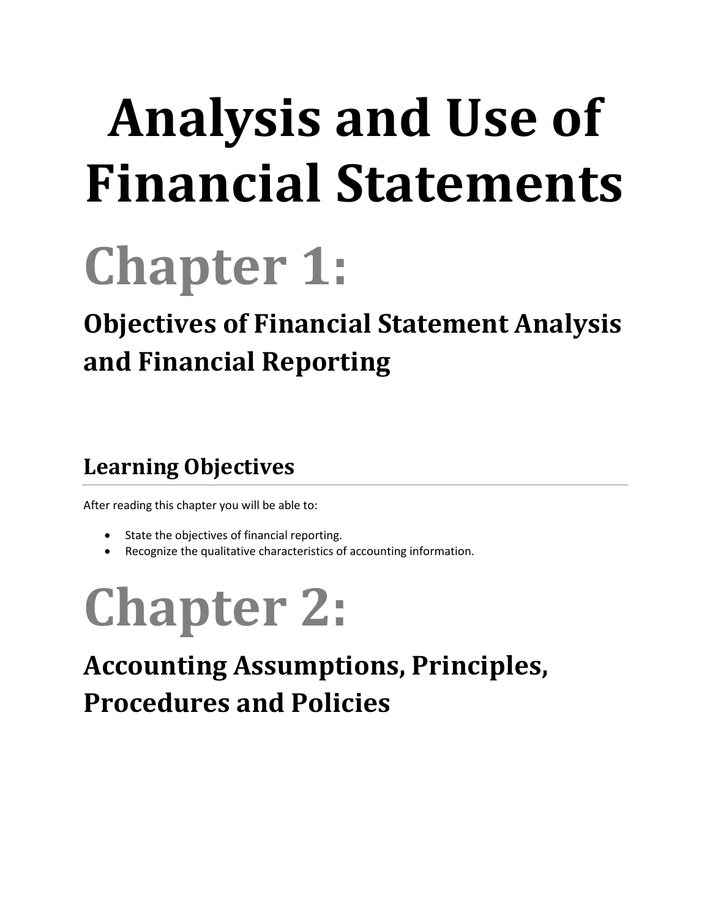# Analysis and Use of Financial Statements

# Chapter 1:

## Objectives of Financial Statement Analysis and Financial Reporting

### Learning Objectives

After reading this chapter you will be able to:

- State the objectives of financial reporting.
- Recognize the qualitative characteristics of accounting information.

# Chapter 2:

## Accounting Assumptions, Principles, Procedures and Policies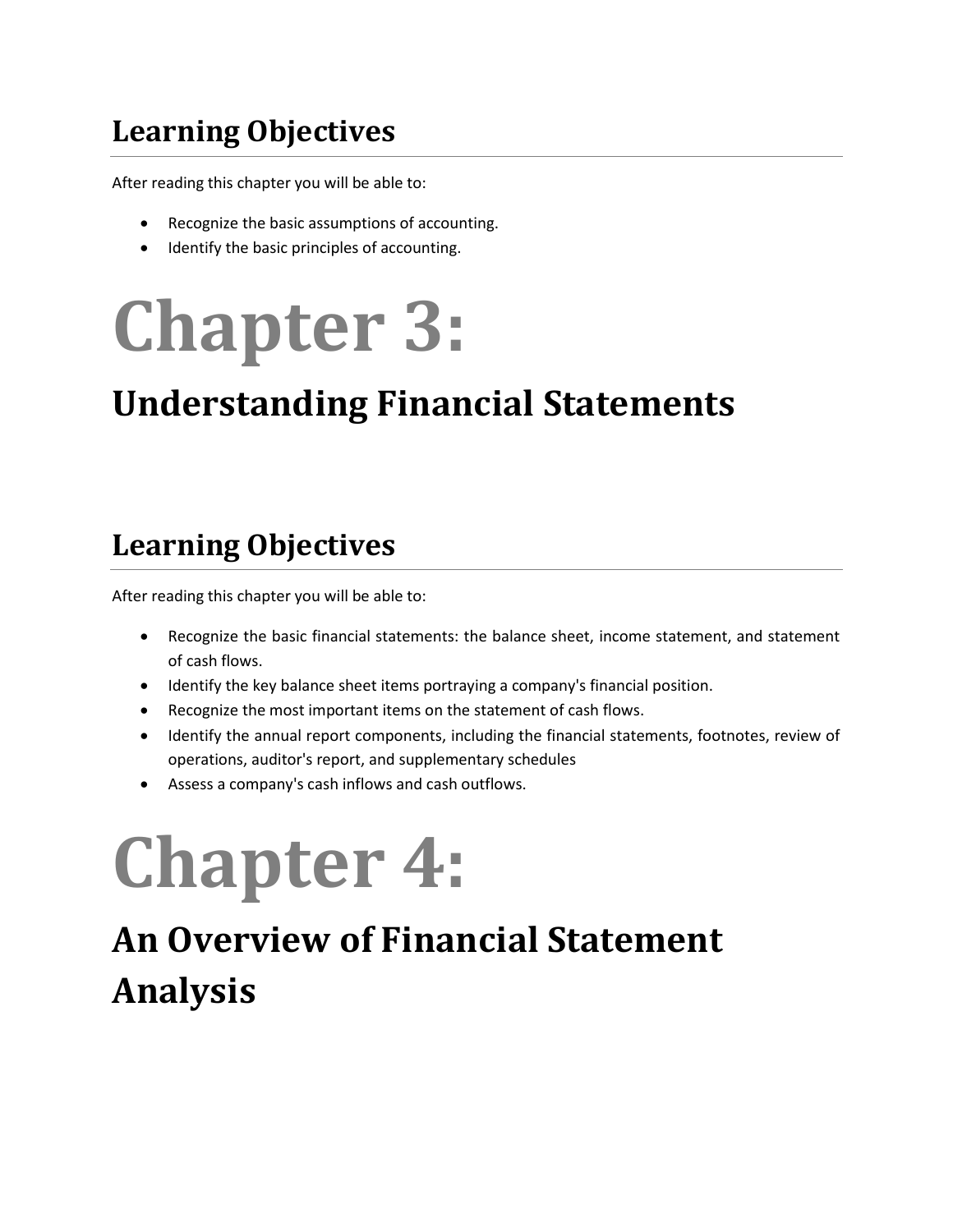## Learning Objectives

After reading this chapter you will be able to:

- Recognize the basic assumptions of accounting.
- Identify the basic principles of accounting.

# Chapter 3:

## Understanding Financial Statements

## Learning Objectives

After reading this chapter you will be able to:

- Recognize the basic financial statements: the balance sheet, income statement, and statement of cash flows.
- Identify the key balance sheet items portraying a company's financial position.
- Recognize the most important items on the statement of cash flows.
- Identify the annual report components, including the financial statements, footnotes, review of operations, auditor's report, and supplementary schedules
- Assess a company's cash inflows and cash outflows.

# Chapter 4:

## An Overview of Financial Statement Analysis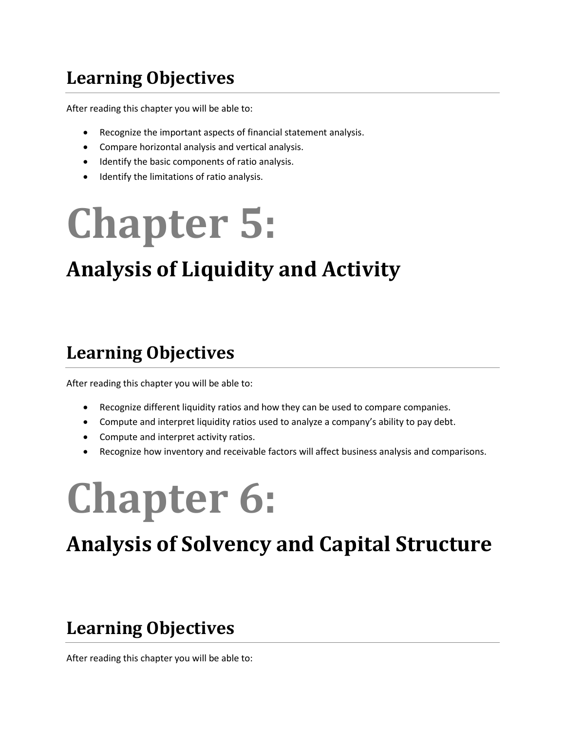## Learning Objectives

After reading this chapter you will be able to:

- Recognize the important aspects of financial statement analysis.
- Compare horizontal analysis and vertical analysis.
- Identify the basic components of ratio analysis.
- Identify the limitations of ratio analysis.

# Chapter 5:

## Analysis of Liquidity and Activity

## Learning Objectives

After reading this chapter you will be able to:

- Recognize different liquidity ratios and how they can be used to compare companies.
- Compute and interpret liquidity ratios used to analyze a company's ability to pay debt.
- Compute and interpret activity ratios.
- Recognize how inventory and receivable factors will affect business analysis and comparisons.

# Chapter 6:

## Analysis of Solvency and Capital Structure

## Learning Objectives

After reading this chapter you will be able to: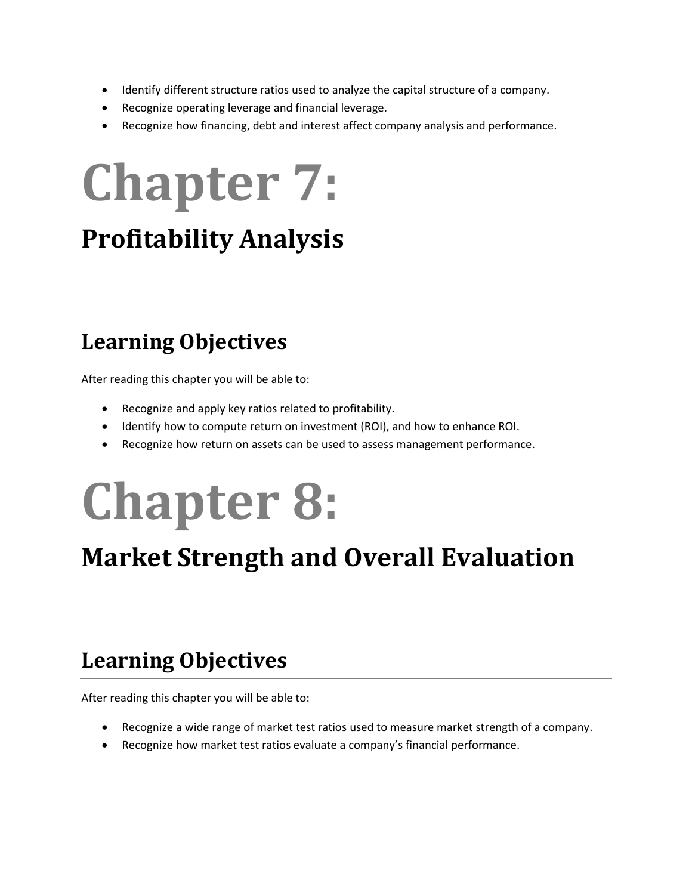- Identify different structure ratios used to analyze the capital structure of a company.
- Recognize operating leverage and financial leverage.
- Recognize how financing, debt and interest affect company analysis and performance.

# Chapter 7:

## Profitability Analysis

## Learning Objectives

After reading this chapter you will be able to:

- Recognize and apply key ratios related to profitability.
- Identify how to compute return on investment (ROI), and how to enhance ROI.
- Recognize how return on assets can be used to assess management performance.

# Chapter 8:

## Market Strength and Overall Evaluation

## Learning Objectives

After reading this chapter you will be able to:

- Recognize a wide range of market test ratios used to measure market strength of a company.
- Recognize how market test ratios evaluate a company's financial performance.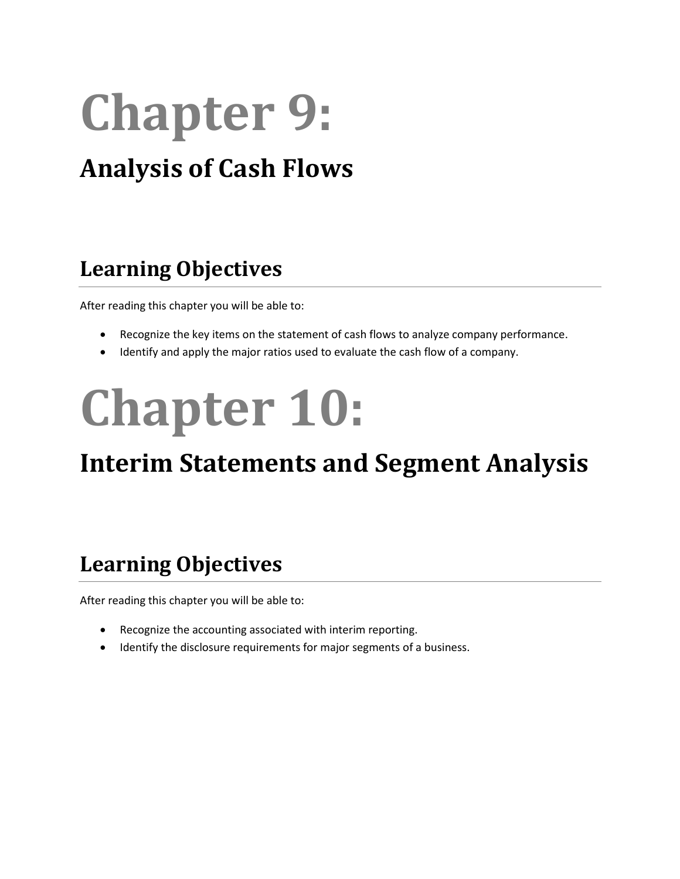# Chapter 9:

## Analysis of Cash Flows

## Learning Objectives

After reading this chapter you will be able to:

- Recognize the key items on the statement of cash flows to analyze company performance.
- Identify and apply the major ratios used to evaluate the cash flow of a company.

# Chapter 10:

## Interim Statements and Segment Analysis

## Learning Objectives

After reading this chapter you will be able to:

- Recognize the accounting associated with interim reporting.
- Identify the disclosure requirements for major segments of a business.